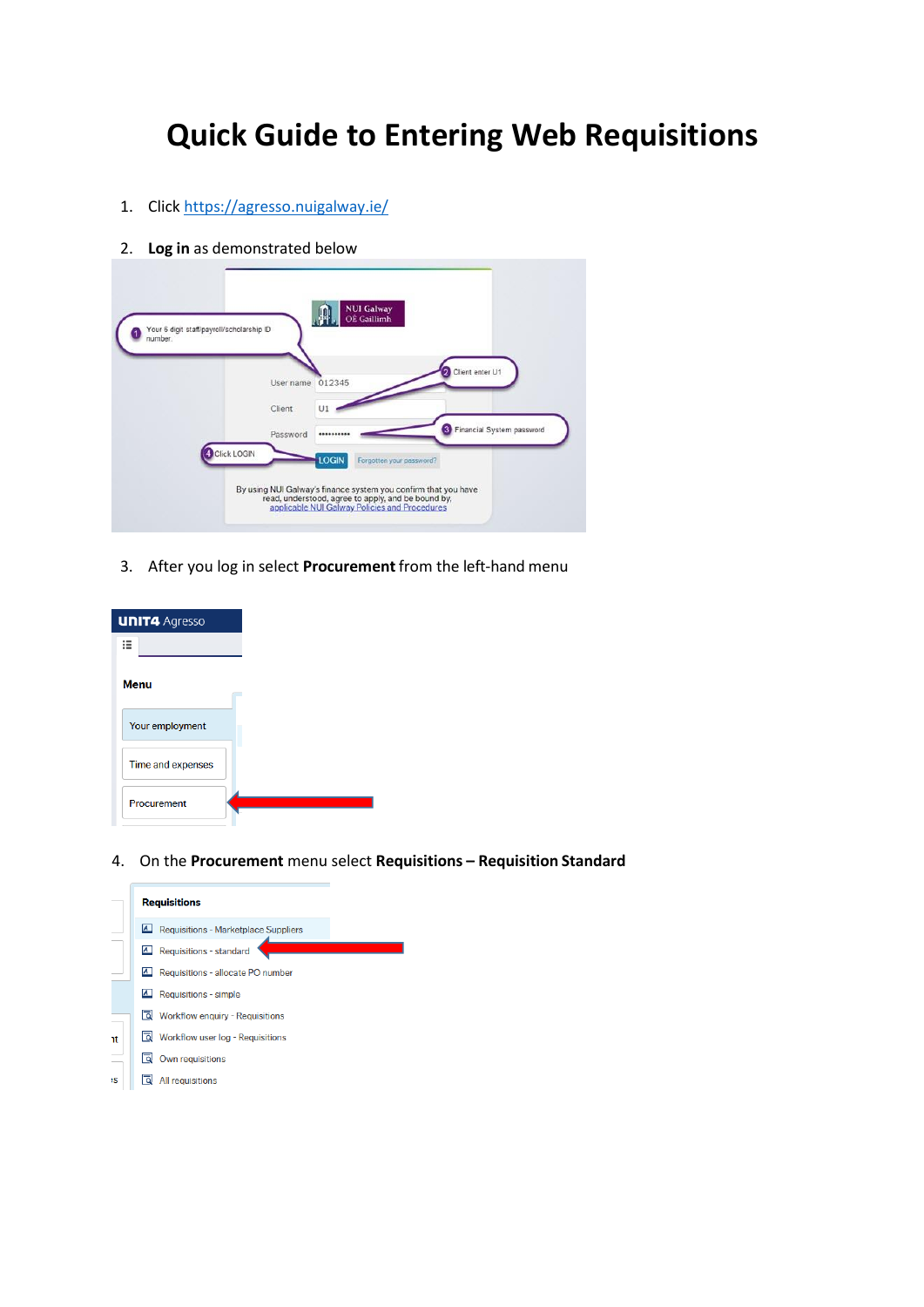# Quick Guide to Entering Web Requisitions

1. Click https://agresso.nuigalway.ie/

2. **Log in** as demonstrated below

3. After you log in select **Procurement** from the left-hand menu

4. On the **Procurement** menu select **Requisitions – Requisition Standard**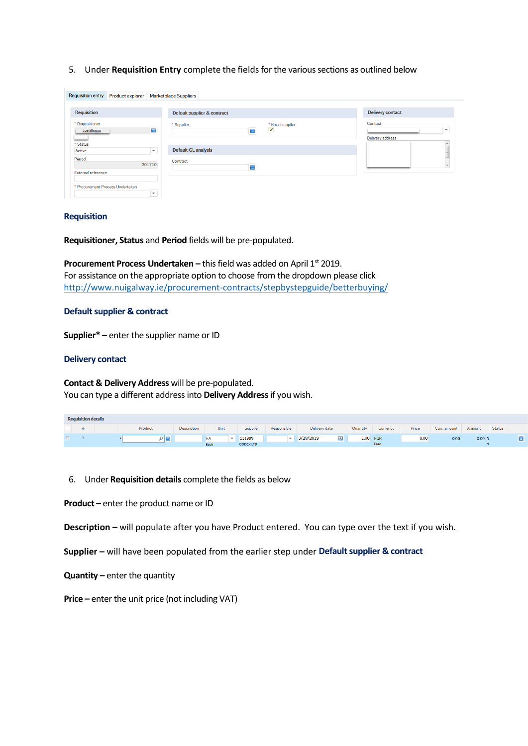5. Under **Requisition Entry** complete the fields for the various sections as outlined below

### Requisition

**Requisitioner, Status** and **Period** fields will be pre-populated.

**Procurement Process Undertaken –** this field was added on April 1st 2019.
For assistance on the appropriate option to choose from the dropdown please click
http://www.nuigalway.ie/procurement-contracts/stepbystepguide/betterbuying/

### Default supplier & contract

**Supplier* –** enter the supplier name or ID

### Delivery contact

**Contact & Delivery Address** will be pre-populated.
You can type a different address into **Delivery Address** if you wish.

6. Under **Requisition details** complete the fields as below

**Product –** enter the product name or ID

**Description –** will populate after you have Product entered. You can type over the text if you wish.

**Supplier –** will have been populated from the earlier step under **Default supplier & contract**

**Quantity –** enter the quantity

**Price –** enter the unit price (not including VAT)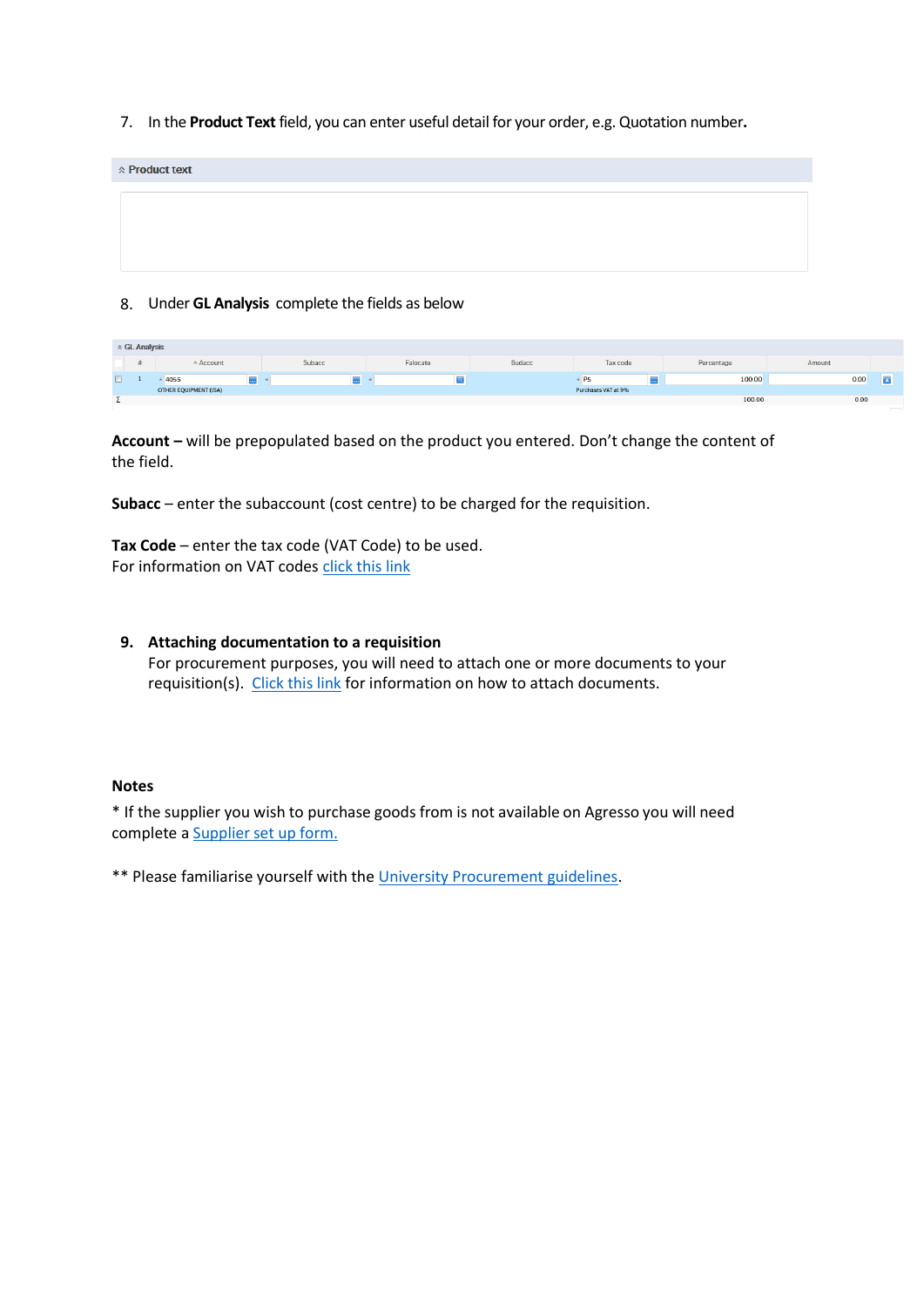7. In the **Product Text** field, you can enter useful detail for your order, e.g. Quotation number**.**

Product text

8. Under **GL Analysis** complete the fields as below

GL Analysis

| # | Account | Subacc | Falocate | Budacc | Tax code | Percentage | Amount |
|---|---|---|---|---|---|---|---|
| 1 | 4055 OTHER EQUIPMENT (ISA) | | | | P5 Purchases VAT at 9% | 100.00 | 0.00 |
| Σ | | | | | | 100.00 | 0.00 |

**Account –** will be prepopulated based on the product you entered. Don't change the content of the field.

**Subacc** – enter the subaccount (cost centre) to be charged for the requisition.

**Tax Code** – enter the tax code (VAT Code) to be used.
For information on VAT codes click this link

9. **Attaching documentation to a requisition**
   For procurement purposes, you will need to attach one or more documents to your requisition(s). Click this link for information on how to attach documents.

**Notes**

* If the supplier you wish to purchase goods from is not available on Agresso you will need complete a Supplier set up form.

** Please familiarise yourself with the University Procurement guidelines.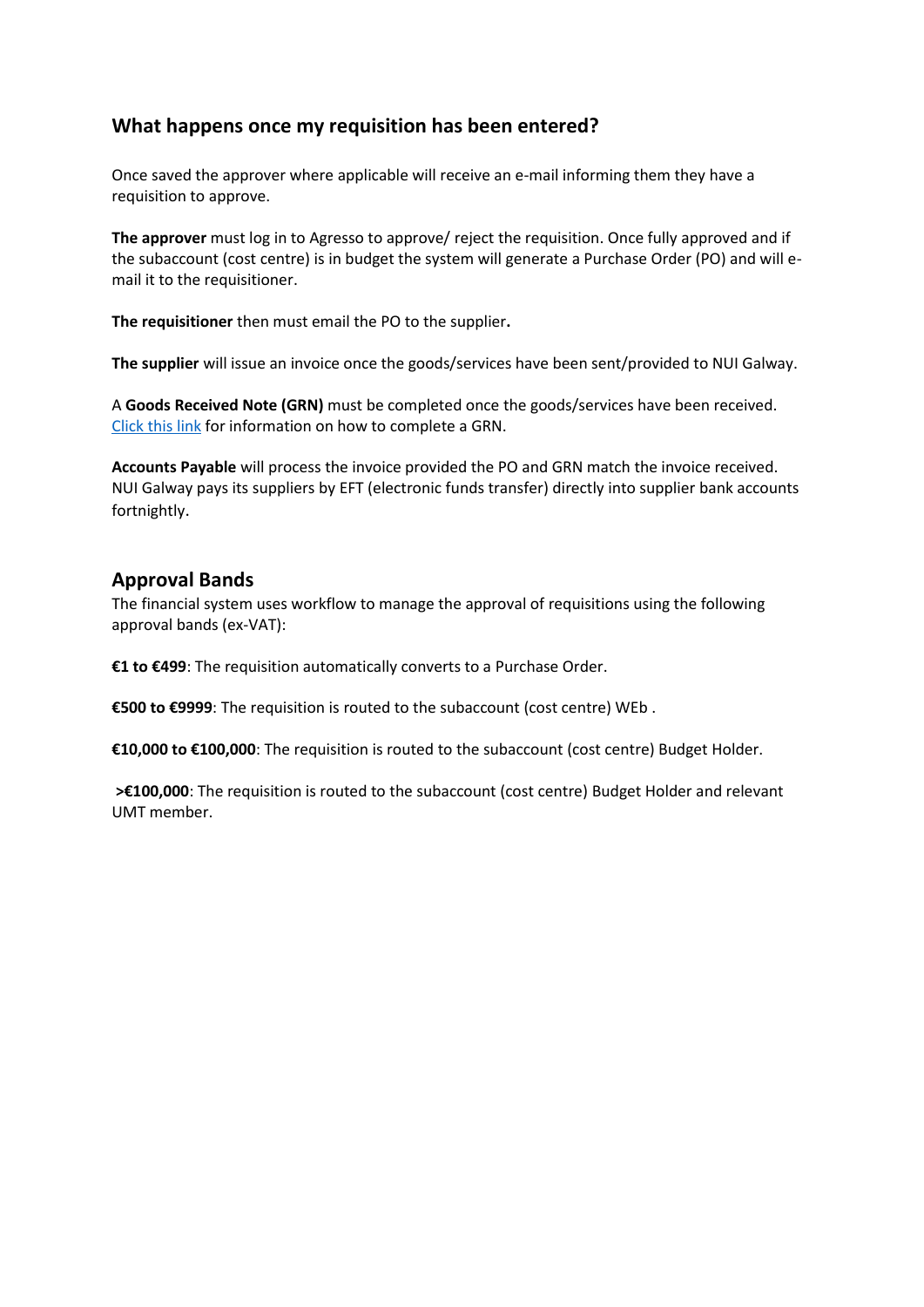## What happens once my requisition has been entered?

Once saved the approver where applicable will receive an e-mail informing them they have a requisition to approve.

**The approver** must log in to Agresso to approve/ reject the requisition. Once fully approved and if the subaccount (cost centre) is in budget the system will generate a Purchase Order (PO) and will e-mail it to the requisitioner.

**The requisitioner** then must email the PO to the supplier**.**

**The supplier** will issue an invoice once the goods/services have been sent/provided to NUI Galway.

A **Goods Received Note (GRN)** must be completed once the goods/services have been received. Click this link for information on how to complete a GRN.

**Accounts Payable** will process the invoice provided the PO and GRN match the invoice received. NUI Galway pays its suppliers by EFT (electronic funds transfer) directly into supplier bank accounts fortnightly.

## Approval Bands

The financial system uses workflow to manage the approval of requisitions using the following approval bands (ex-VAT):

**€1 to €499**: The requisition automatically converts to a Purchase Order.

**€500 to €9999**: The requisition is routed to the subaccount (cost centre) WEb .

**€10,000 to €100,000**: The requisition is routed to the subaccount (cost centre) Budget Holder.

**>€100,000**: The requisition is routed to the subaccount (cost centre) Budget Holder and relevant UMT member.